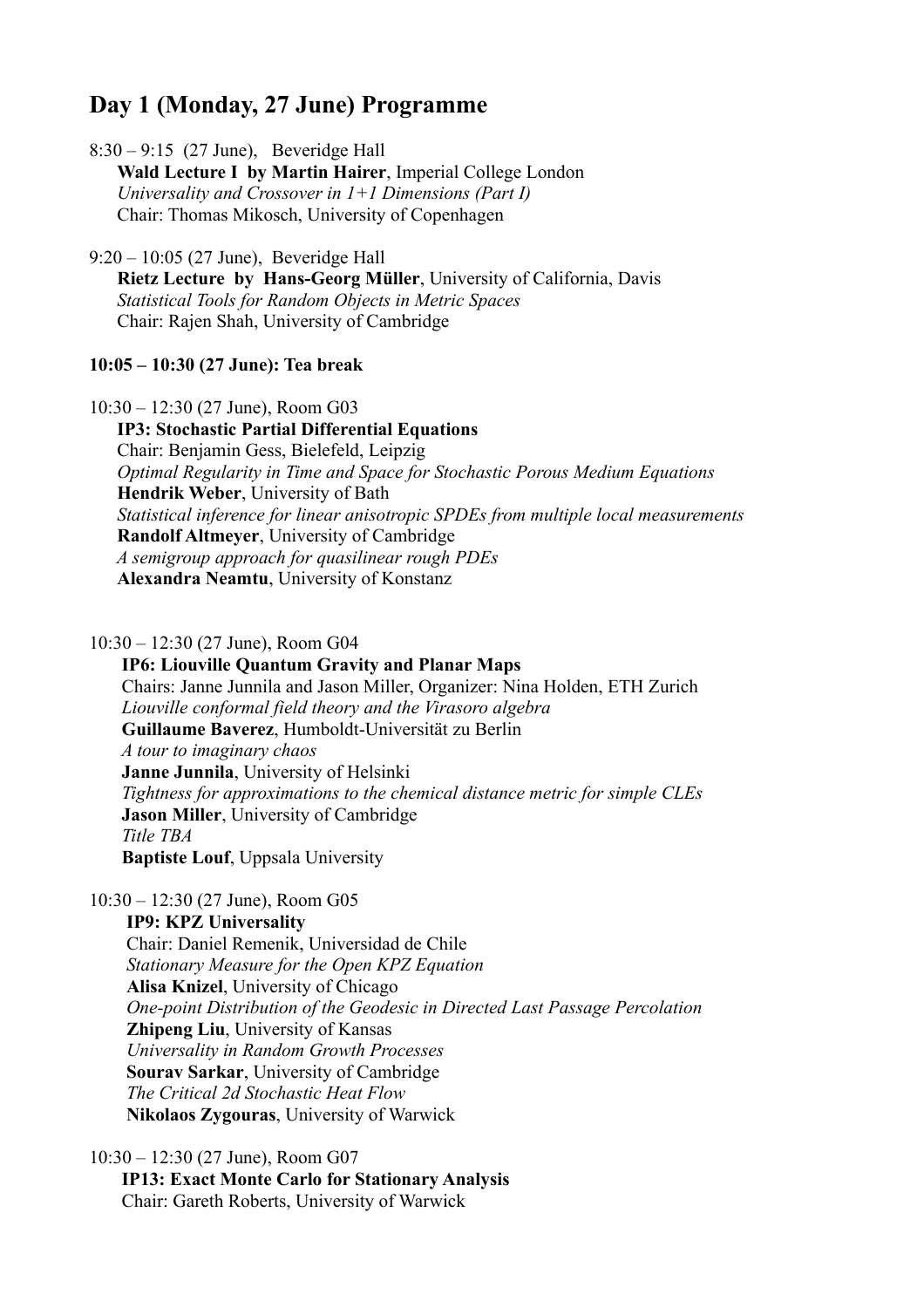## Day 1 (Monday, 27 June) Programme

8:30 – 9:15 (27 June), Beveridge Hall  
**Wald Lecture I by Martin Hairer**, Imperial College London  
*Universality and Crossover in 1+1 Dimensions (Part I)*  
Chair: Thomas Mikosch, University of Copenhagen

9:20 – 10:05 (27 June), Beveridge Hall  
**Rietz Lecture by Hans-Georg Müller**, University of California, Davis  
*Statistical Tools for Random Objects in Metric Spaces*  
Chair: Rajen Shah, University of Cambridge

**10:05 – 10:30 (27 June): Tea break**

10:30 – 12:30 (27 June), Room G03  
**IP3: Stochastic Partial Differential Equations**  
Chair: Benjamin Gess, Bielefeld, Leipzig  
*Optimal Regularity in Time and Space for Stochastic Porous Medium Equations*  
**Hendrik Weber**, University of Bath  
*Statistical inference for linear anisotropic SPDEs from multiple local measurements*  
**Randolf Altmeyer**, University of Cambridge  
*A semigroup approach for quasilinear rough PDEs*  
**Alexandra Neamtu**, University of Konstanz

10:30 – 12:30 (27 June), Room G04  
**IP6: Liouville Quantum Gravity and Planar Maps**  
Chairs: Janne Junnila and Jason Miller, Organizer: Nina Holden, ETH Zurich  
*Liouville conformal field theory and the Virasoro algebra*  
**Guillaume Baverez**, Humboldt-Universität zu Berlin  
*A tour to imaginary chaos*  
**Janne Junnila**, University of Helsinki  
*Tightness for approximations to the chemical distance metric for simple CLEs*  
**Jason Miller**, University of Cambridge  
*Title TBA*  
**Baptiste Louf**, Uppsala University

10:30 – 12:30 (27 June), Room G05  
**IP9: KPZ Universality**  
Chair: Daniel Remenik, Universidad de Chile  
*Stationary Measure for the Open KPZ Equation*  
**Alisa Knizel**, University of Chicago  
*One-point Distribution of the Geodesic in Directed Last Passage Percolation*  
**Zhipeng Liu**, University of Kansas  
*Universality in Random Growth Processes*  
**Sourav Sarkar**, University of Cambridge  
*The Critical 2d Stochastic Heat Flow*  
**Nikolaos Zygouras**, University of Warwick

10:30 – 12:30 (27 June), Room G07  
**IP13: Exact Monte Carlo for Stationary Analysis**  
Chair: Gareth Roberts, University of Warwick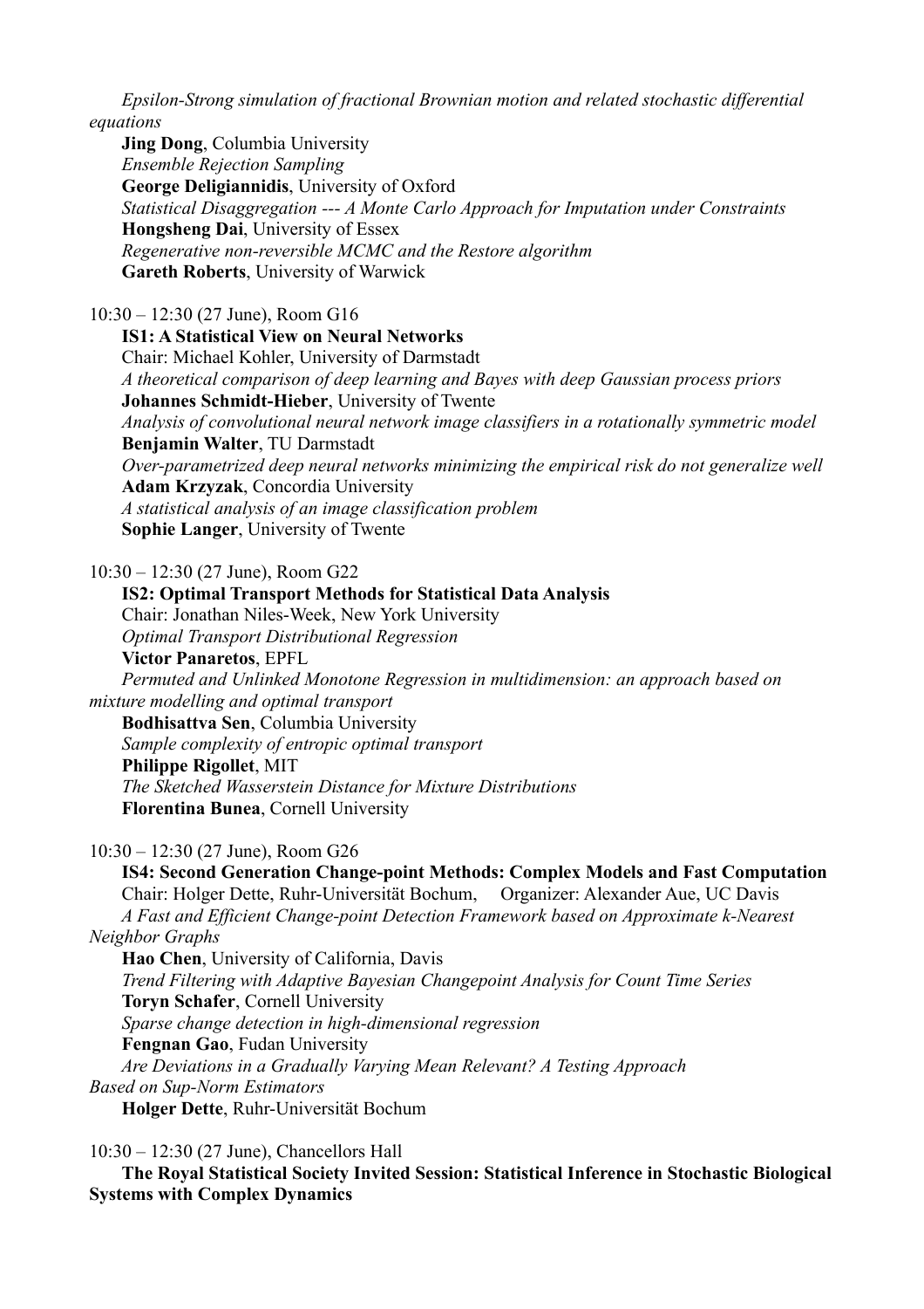*Epsilon-Strong simulation of fractional Brownian motion and related stochastic differential equations*
**Jing Dong**, Columbia University
*Ensemble Rejection Sampling*
**George Deligiannidis**, University of Oxford
*Statistical Disaggregation --- A Monte Carlo Approach for Imputation under Constraints*
**Hongsheng Dai**, University of Essex
*Regenerative non-reversible MCMC and the Restore algorithm*
**Gareth Roberts**, University of Warwick

10:30 – 12:30 (27 June), Room G16

**IS1: A Statistical View on Neural Networks**
Chair: Michael Kohler, University of Darmstadt
*A theoretical comparison of deep learning and Bayes with deep Gaussian process priors*
**Johannes Schmidt-Hieber**, University of Twente
*Analysis of convolutional neural network image classifiers in a rotationally symmetric model*
**Benjamin Walter**, TU Darmstadt
*Over-parametrized deep neural networks minimizing the empirical risk do not generalize well*
**Adam Krzyzak**, Concordia University
*A statistical analysis of an image classification problem*
**Sophie Langer**, University of Twente

10:30 – 12:30 (27 June), Room G22

**IS2: Optimal Transport Methods for Statistical Data Analysis**
Chair: Jonathan Niles-Week, New York University
*Optimal Transport Distributional Regression*
**Victor Panaretos**, EPFL
*Permuted and Unlinked Monotone Regression in multidimension: an approach based on mixture modelling and optimal transport*
**Bodhisattva Sen**, Columbia University
*Sample complexity of entropic optimal transport*
**Philippe Rigollet**, MIT
*The Sketched Wasserstein Distance for Mixture Distributions*
**Florentina Bunea**, Cornell University

10:30 – 12:30 (27 June), Room G26

**IS4: Second Generation Change-point Methods: Complex Models and Fast Computation**
Chair: Holger Dette, Ruhr-Universität Bochum, Organizer: Alexander Aue, UC Davis
*A Fast and Efficient Change-point Detection Framework based on Approximate k-Nearest Neighbor Graphs*
**Hao Chen**, University of California, Davis
*Trend Filtering with Adaptive Bayesian Changepoint Analysis for Count Time Series*
**Toryn Schafer**, Cornell University
*Sparse change detection in high-dimensional regression*
**Fengnan Gao**, Fudan University
*Are Deviations in a Gradually Varying Mean Relevant? A Testing Approach Based on Sup-Norm Estimators*
**Holger Dette**, Ruhr-Universität Bochum

10:30 – 12:30 (27 June), Chancellors Hall

**The Royal Statistical Society Invited Session: Statistical Inference in Stochastic Biological Systems with Complex Dynamics**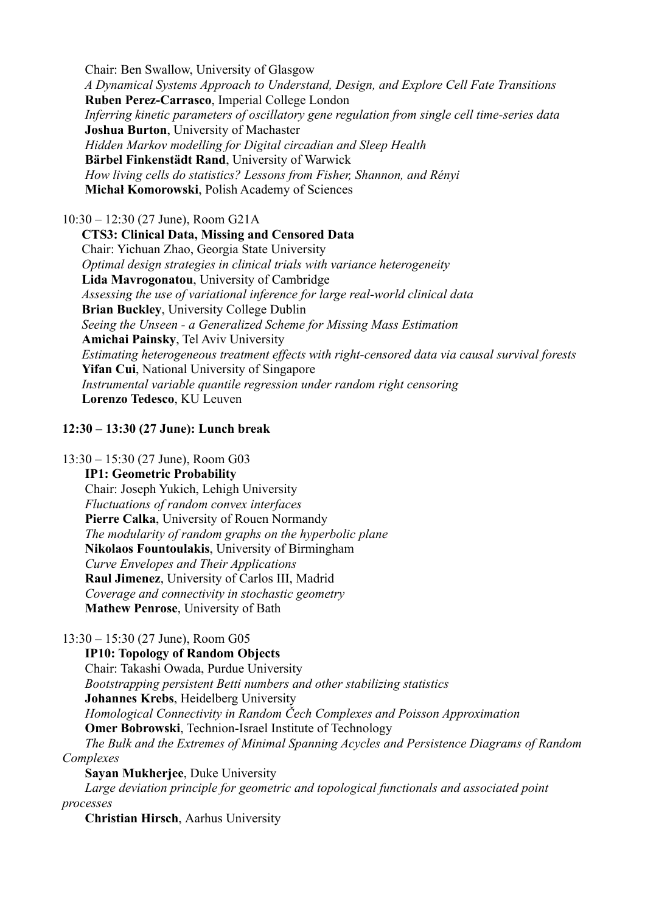Chair: Ben Swallow, University of Glasgow

*A Dynamical Systems Approach to Understand, Design, and Explore Cell Fate Transitions*
**Ruben Perez-Carrasco**, Imperial College London

*Inferring kinetic parameters of oscillatory gene regulation from single cell time-series data*
**Joshua Burton**, University of Machaster

*Hidden Markov modelling for Digital circadian and Sleep Health*
**Bärbel Finkenstädt Rand**, University of Warwick

*How living cells do statistics? Lessons from Fisher, Shannon, and Rényi*
**Michał Komorowski**, Polish Academy of Sciences

10:30 – 12:30 (27 June), Room G21A

**CTS3: Clinical Data, Missing and Censored Data**

Chair: Yichuan Zhao, Georgia State University

*Optimal design strategies in clinical trials with variance heterogeneity*
**Lida Mavrogonatou**, University of Cambridge

*Assessing the use of variational inference for large real-world clinical data*
**Brian Buckley**, University College Dublin

*Seeing the Unseen - a Generalized Scheme for Missing Mass Estimation*
**Amichai Painsky**, Tel Aviv University

*Estimating heterogeneous treatment effects with right-censored data via causal survival forests*
**Yifan Cui**, National University of Singapore

*Instrumental variable quantile regression under random right censoring*
**Lorenzo Tedesco**, KU Leuven

**12:30 – 13:30 (27 June): Lunch break**

13:30 – 15:30 (27 June), Room G03

**IP1: Geometric Probability**

Chair: Joseph Yukich, Lehigh University

*Fluctuations of random convex interfaces*
**Pierre Calka**, University of Rouen Normandy

*The modularity of random graphs on the hyperbolic plane*
**Nikolaos Fountoulakis**, University of Birmingham

*Curve Envelopes and Their Applications*
**Raul Jimenez**, University of Carlos III, Madrid

*Coverage and connectivity in stochastic geometry*
**Mathew Penrose**, University of Bath

13:30 – 15:30 (27 June), Room G05

**IP10: Topology of Random Objects**

Chair: Takashi Owada, Purdue University

*Bootstrapping persistent Betti numbers and other stabilizing statistics*
**Johannes Krebs**, Heidelberg University

*Homological Connectivity in Random Čech Complexes and Poisson Approximation*
**Omer Bobrowski**, Technion-Israel Institute of Technology

*The Bulk and the Extremes of Minimal Spanning Acycles and Persistence Diagrams of Random Complexes*
**Sayan Mukherjee**, Duke University

*Large deviation principle for geometric and topological functionals and associated point processes*
**Christian Hirsch**, Aarhus University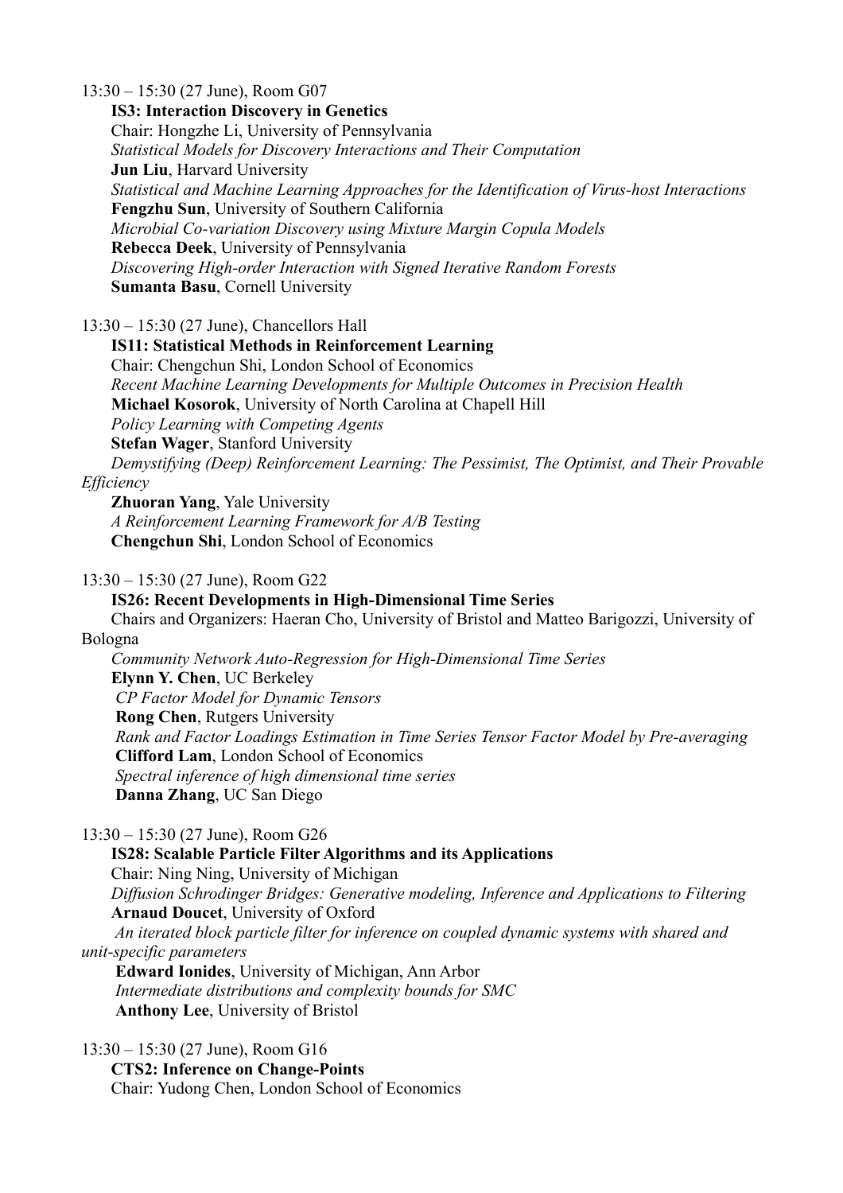13:30 – 15:30 (27 June), Room G07

**IS3: Interaction Discovery in Genetics**
Chair: Hongzhe Li, University of Pennsylvania
*Statistical Models for Discovery Interactions and Their Computation*
**Jun Liu**, Harvard University
*Statistical and Machine Learning Approaches for the Identification of Virus-host Interactions*
**Fengzhu Sun**, University of Southern California
*Microbial Co-variation Discovery using Mixture Margin Copula Models*
**Rebecca Deek**, University of Pennsylvania
*Discovering High-order Interaction with Signed Iterative Random Forests*
**Sumanta Basu**, Cornell University

13:30 – 15:30 (27 June), Chancellors Hall

**IS11: Statistical Methods in Reinforcement Learning**
Chair: Chengchun Shi, London School of Economics
*Recent Machine Learning Developments for Multiple Outcomes in Precision Health*
**Michael Kosorok**, University of North Carolina at Chapell Hill
*Policy Learning with Competing Agents*
**Stefan Wager**, Stanford University
*Demystifying (Deep) Reinforcement Learning: The Pessimist, The Optimist, and Their Provable Efficiency*
**Zhuoran Yang**, Yale University
*A Reinforcement Learning Framework for A/B Testing*
**Chengchun Shi**, London School of Economics

13:30 – 15:30 (27 June), Room G22

**IS26: Recent Developments in High-Dimensional Time Series**
Chairs and Organizers: Haeran Cho, University of Bristol and Matteo Barigozzi, University of Bologna
*Community Network Auto-Regression for High-Dimensional Time Series*
**Elynn Y. Chen**, UC Berkeley
*CP Factor Model for Dynamic Tensors*
**Rong Chen**, Rutgers University
*Rank and Factor Loadings Estimation in Time Series Tensor Factor Model by Pre-averaging*
**Clifford Lam**, London School of Economics
*Spectral inference of high dimensional time series*
**Danna Zhang**, UC San Diego

13:30 – 15:30 (27 June), Room G26

**IS28: Scalable Particle Filter Algorithms and its Applications**
Chair: Ning Ning, University of Michigan
*Diffusion Schrodinger Bridges: Generative modeling, Inference and Applications to Filtering*
**Arnaud Doucet**, University of Oxford
*An iterated block particle filter for inference on coupled dynamic systems with shared and unit-specific parameters*
**Edward Ionides**, University of Michigan, Ann Arbor
*Intermediate distributions and complexity bounds for SMC*
**Anthony Lee**, University of Bristol

13:30 – 15:30 (27 June), Room G16

**CTS2: Inference on Change-Points**
Chair: Yudong Chen, London School of Economics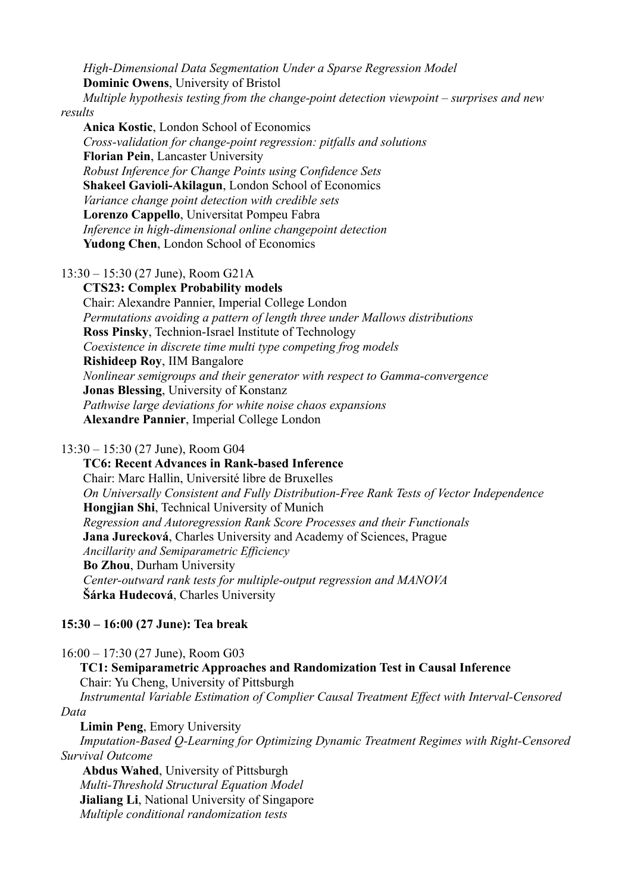*High-Dimensional Data Segmentation Under a Sparse Regression Model*
**Dominic Owens**, University of Bristol
*Multiple hypothesis testing from the change-point detection viewpoint – surprises and new results*
**Anica Kostic**, London School of Economics
*Cross-validation for change-point regression: pitfalls and solutions*
**Florian Pein**, Lancaster University
*Robust Inference for Change Points using Confidence Sets*
**Shakeel Gavioli-Akilagun**, London School of Economics
*Variance change point detection with credible sets*
**Lorenzo Cappello**, Universitat Pompeu Fabra
*Inference in high-dimensional online changepoint detection*
**Yudong Chen**, London School of Economics

13:30 – 15:30 (27 June), Room G21A
**CTS23: Complex Probability models**
Chair: Alexandre Pannier, Imperial College London
*Permutations avoiding a pattern of length three under Mallows distributions*
**Ross Pinsky**, Technion-Israel Institute of Technology
*Coexistence in discrete time multi type competing frog models*
**Rishideep Roy**, IIM Bangalore
*Nonlinear semigroups and their generator with respect to Gamma-convergence*
**Jonas Blessing**, University of Konstanz
*Pathwise large deviations for white noise chaos expansions*
**Alexandre Pannier**, Imperial College London

13:30 – 15:30 (27 June), Room G04
**TC6: Recent Advances in Rank-based Inference**
Chair: Marc Hallin, Université libre de Bruxelles
*On Universally Consistent and Fully Distribution-Free Rank Tests of Vector Independence*
**Hongjian Shi**, Technical University of Munich
*Regression and Autoregression Rank Score Processes and their Functionals*
**Jana Jurecková**, Charles University and Academy of Sciences, Prague
*Ancillarity and Semiparametric Efficiency*
**Bo Zhou**, Durham University
*Center-outward rank tests for multiple-output regression and MANOVA*
**Šárka Hudecová**, Charles University

**15:30 – 16:00 (27 June): Tea break**

16:00 – 17:30 (27 June), Room G03
**TC1: Semiparametric Approaches and Randomization Test in Causal Inference**
Chair: Yu Cheng, University of Pittsburgh
*Instrumental Variable Estimation of Complier Causal Treatment Effect with Interval-Censored Data*
**Limin Peng**, Emory University
*Imputation-Based Q-Learning for Optimizing Dynamic Treatment Regimes with Right-Censored Survival Outcome*
**Abdus Wahed**, University of Pittsburgh
*Multi-Threshold Structural Equation Model*
**Jialiang Li**, National University of Singapore
*Multiple conditional randomization tests*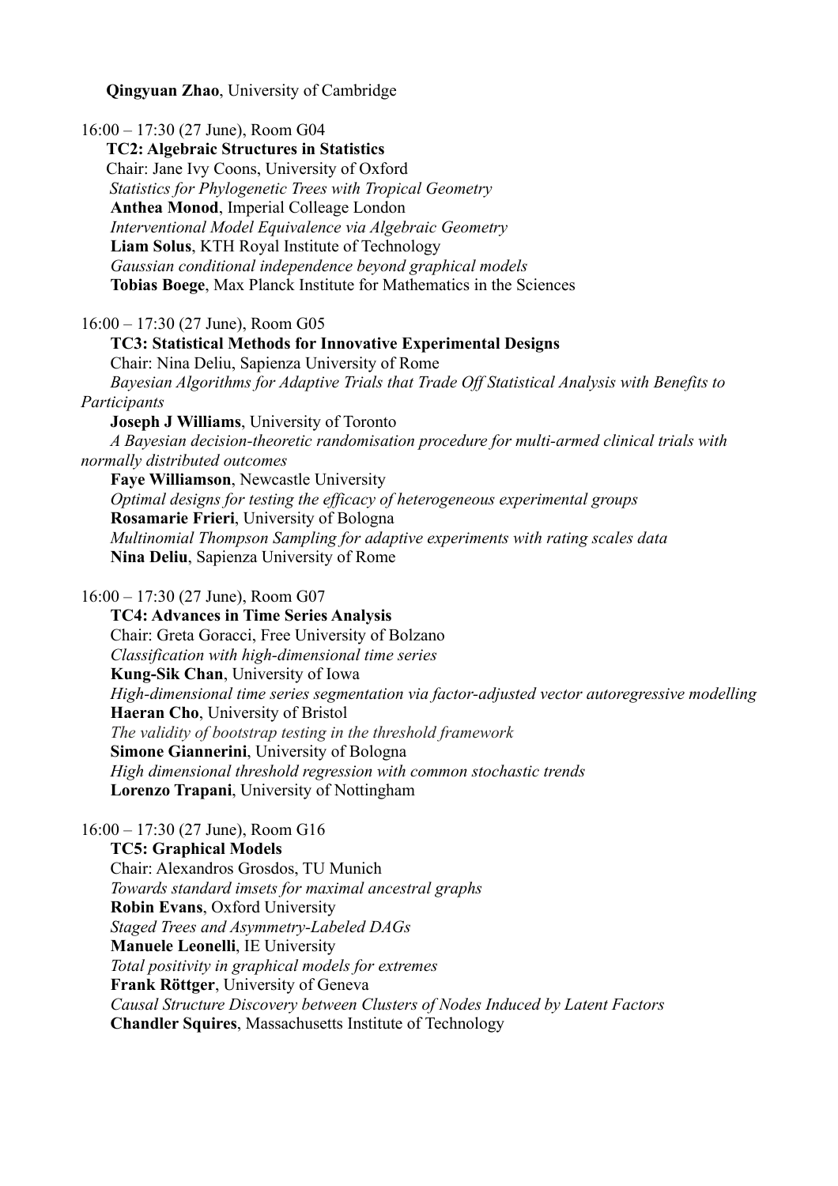**Qingyuan Zhao**, University of Cambridge

16:00 – 17:30 (27 June), Room G04

**TC2: Algebraic Structures in Statistics**

Chair: Jane Ivy Coons, University of Oxford

*Statistics for Phylogenetic Trees with Tropical Geometry*

**Anthea Monod**, Imperial Colleage London

*Interventional Model Equivalence via Algebraic Geometry*

**Liam Solus**, KTH Royal Institute of Technology

*Gaussian conditional independence beyond graphical models*

**Tobias Boege**, Max Planck Institute for Mathematics in the Sciences

16:00 – 17:30 (27 June), Room G05

**TC3: Statistical Methods for Innovative Experimental Designs**

Chair: Nina Deliu, Sapienza University of Rome

*Bayesian Algorithms for Adaptive Trials that Trade Off Statistical Analysis with Benefits to Participants*

**Joseph J Williams**, University of Toronto

*A Bayesian decision-theoretic randomisation procedure for multi-armed clinical trials with normally distributed outcomes*

**Faye Williamson**, Newcastle University

*Optimal designs for testing the efficacy of heterogeneous experimental groups*

**Rosamarie Frieri**, University of Bologna

*Multinomial Thompson Sampling for adaptive experiments with rating scales data*

**Nina Deliu**, Sapienza University of Rome

16:00 – 17:30 (27 June), Room G07

**TC4: Advances in Time Series Analysis**

Chair: Greta Goracci, Free University of Bolzano

*Classification with high-dimensional time series*

**Kung-Sik Chan**, University of Iowa

*High-dimensional time series segmentation via factor-adjusted vector autoregressive modelling*

**Haeran Cho**, University of Bristol

*The validity of bootstrap testing in the threshold framework*

**Simone Giannerini**, University of Bologna

*High dimensional threshold regression with common stochastic trends*

**Lorenzo Trapani**, University of Nottingham

16:00 – 17:30 (27 June), Room G16

**TC5: Graphical Models**

Chair: Alexandros Grosdos, TU Munich

*Towards standard imsets for maximal ancestral graphs*

**Robin Evans**, Oxford University

*Staged Trees and Asymmetry-Labeled DAGs*

**Manuele Leonelli**, IE University

*Total positivity in graphical models for extremes*

**Frank Röttger**, University of Geneva

*Causal Structure Discovery between Clusters of Nodes Induced by Latent Factors*

**Chandler Squires**, Massachusetts Institute of Technology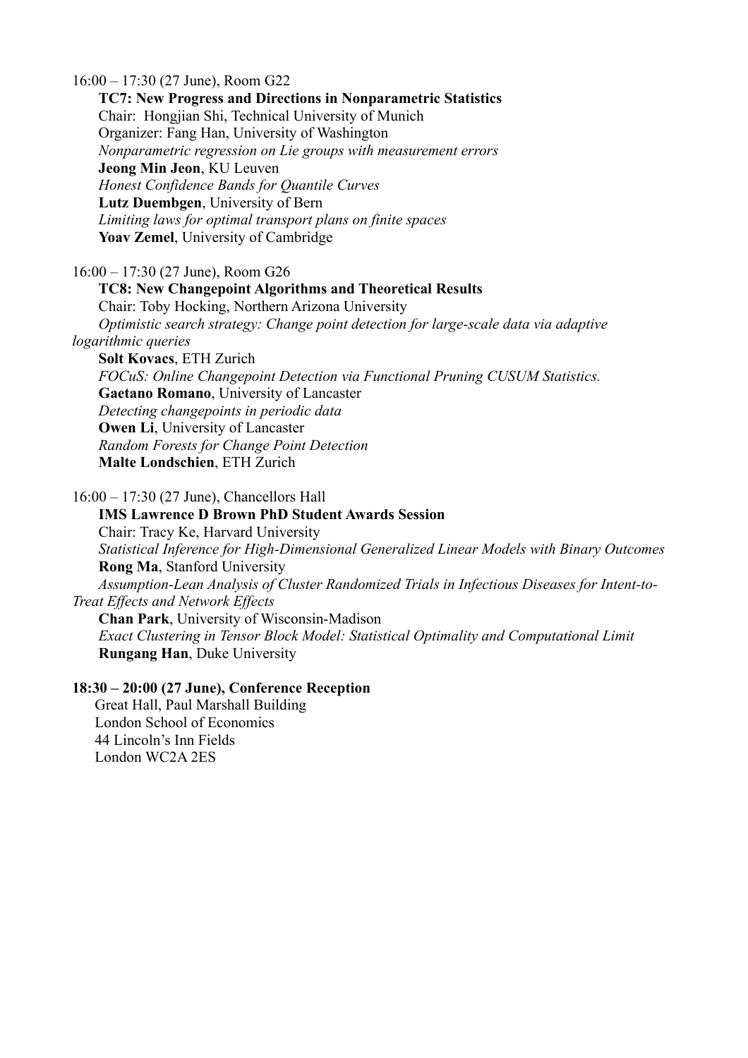16:00 – 17:30 (27 June), Room G22

**TC7: New Progress and Directions in Nonparametric Statistics**
Chair: Hongjian Shi, Technical University of Munich
Organizer: Fang Han, University of Washington
*Nonparametric regression on Lie groups with measurement errors*
**Jeong Min Jeon**, KU Leuven
*Honest Confidence Bands for Quantile Curves*
**Lutz Duembgen**, University of Bern
*Limiting laws for optimal transport plans on finite spaces*
**Yoav Zemel**, University of Cambridge

16:00 – 17:30 (27 June), Room G26

**TC8: New Changepoint Algorithms and Theoretical Results**
Chair: Toby Hocking, Northern Arizona University
*Optimistic search strategy: Change point detection for large-scale data via adaptive logarithmic queries*
**Solt Kovacs**, ETH Zurich
*FOCuS: Online Changepoint Detection via Functional Pruning CUSUM Statistics.*
**Gaetano Romano**, University of Lancaster
*Detecting changepoints in periodic data*
**Owen Li**, University of Lancaster
*Random Forests for Change Point Detection*
**Malte Londschien**, ETH Zurich

16:00 – 17:30 (27 June), Chancellors Hall

**IMS Lawrence D Brown PhD Student Awards Session**
Chair: Tracy Ke, Harvard University
*Statistical Inference for High-Dimensional Generalized Linear Models with Binary Outcomes*
**Rong Ma**, Stanford University
*Assumption-Lean Analysis of Cluster Randomized Trials in Infectious Diseases for Intent-to-Treat Effects and Network Effects*
**Chan Park**, University of Wisconsin-Madison
*Exact Clustering in Tensor Block Model: Statistical Optimality and Computational Limit*
**Rungang Han**, Duke University

**18:30 – 20:00 (27 June), Conference Reception**
Great Hall, Paul Marshall Building
London School of Economics
44 Lincoln's Inn Fields
London WC2A 2ES